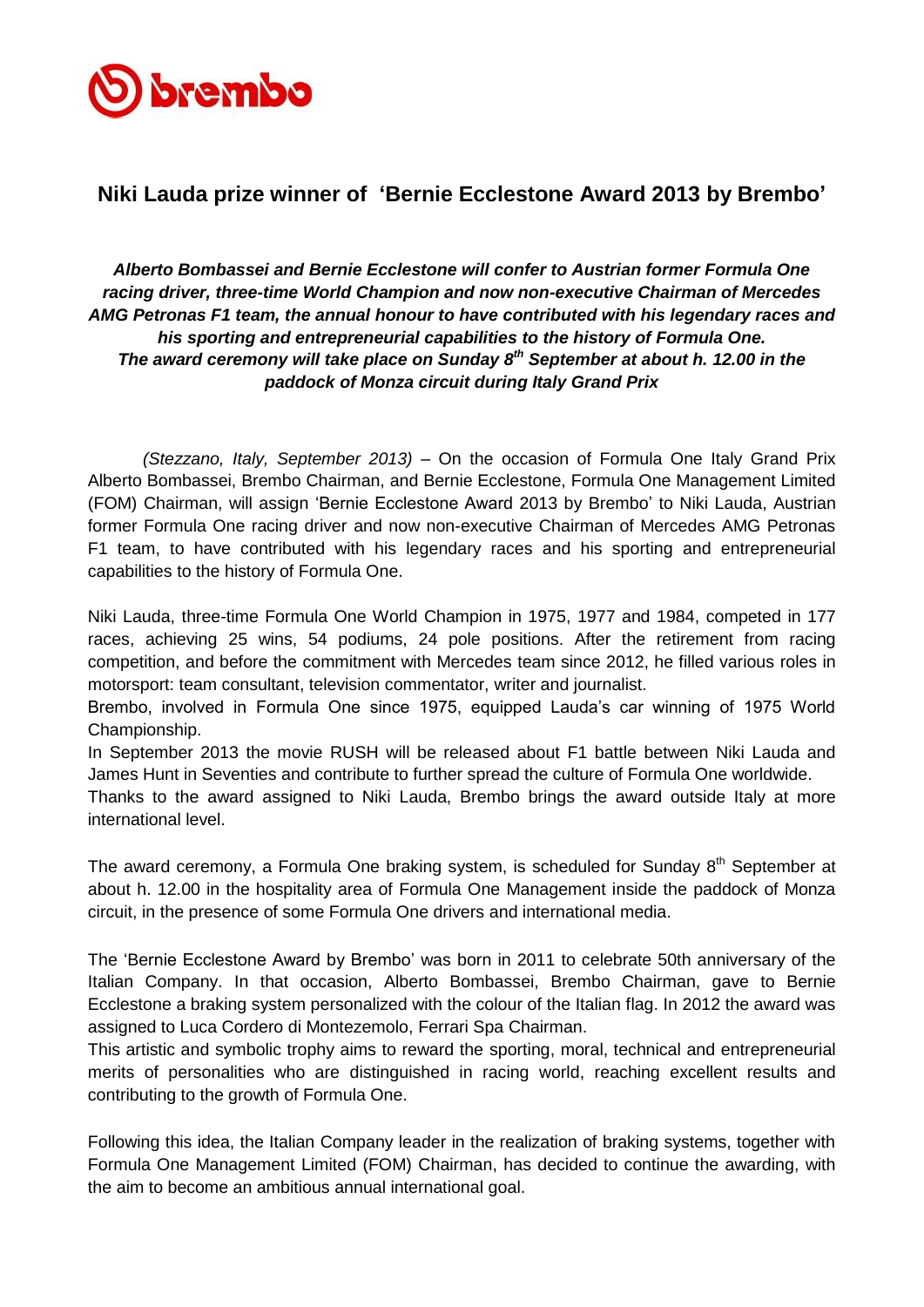# Niki Lauda prize winner of 'Bernie Ecclestone Award 2013 by Brembo'

***Alberto Bombassei and Bernie Ecclestone will confer to Austrian former Formula One racing driver, three-time World Champion and now non-executive Chairman of Mercedes AMG Petronas F1 team, the annual honour to have contributed with his legendary races and his sporting and entrepreneurial capabilities to the history of Formula One.***
***The award ceremony will take place on Sunday 8th September at about h. 12.00 in the paddock of Monza circuit during Italy Grand Prix***

*(Stezzano, Italy, September 2013)* – On the occasion of Formula One Italy Grand Prix Alberto Bombassei, Brembo Chairman, and Bernie Ecclestone, Formula One Management Limited (FOM) Chairman, will assign 'Bernie Ecclestone Award 2013 by Brembo' to Niki Lauda, Austrian former Formula One racing driver and now non-executive Chairman of Mercedes AMG Petronas F1 team, to have contributed with his legendary races and his sporting and entrepreneurial capabilities to the history of Formula One.

Niki Lauda, three-time Formula One World Champion in 1975, 1977 and 1984, competed in 177 races, achieving 25 wins, 54 podiums, 24 pole positions. After the retirement from racing competition, and before the commitment with Mercedes team since 2012, he filled various roles in motorsport: team consultant, television commentator, writer and journalist.
Brembo, involved in Formula One since 1975, equipped Lauda's car winning of 1975 World Championship.
In September 2013 the movie RUSH will be released about F1 battle between Niki Lauda and James Hunt in Seventies and contribute to further spread the culture of Formula One worldwide.
Thanks to the award assigned to Niki Lauda, Brembo brings the award outside Italy at more international level.

The award ceremony, a Formula One braking system, is scheduled for Sunday 8th September at about h. 12.00 in the hospitality area of Formula One Management inside the paddock of Monza circuit, in the presence of some Formula One drivers and international media.

The 'Bernie Ecclestone Award by Brembo' was born in 2011 to celebrate 50th anniversary of the Italian Company. In that occasion, Alberto Bombassei, Brembo Chairman, gave to Bernie Ecclestone a braking system personalized with the colour of the Italian flag. In 2012 the award was assigned to Luca Cordero di Montezemolo, Ferrari Spa Chairman.
This artistic and symbolic trophy aims to reward the sporting, moral, technical and entrepreneurial merits of personalities who are distinguished in racing world, reaching excellent results and contributing to the growth of Formula One.

Following this idea, the Italian Company leader in the realization of braking systems, together with Formula One Management Limited (FOM) Chairman, has decided to continue the awarding, with the aim to become an ambitious annual international goal.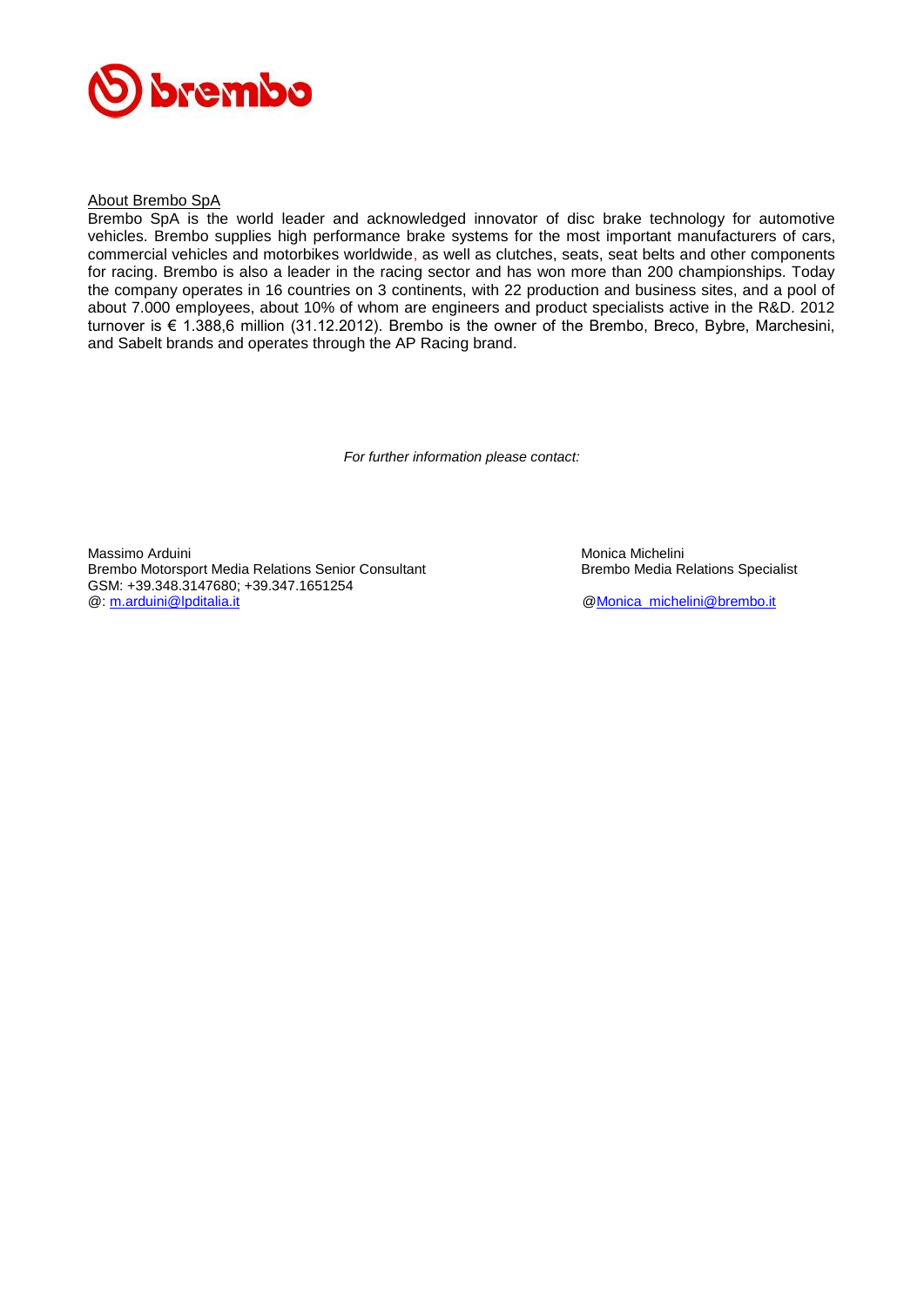About Brembo SpA

Brembo SpA is the world leader and acknowledged innovator of disc brake technology for automotive vehicles. Brembo supplies high performance brake systems for the most important manufacturers of cars, commercial vehicles and motorbikes worldwide, as well as clutches, seats, seat belts and other components for racing. Brembo is also a leader in the racing sector and has won more than 200 championships. Today the company operates in 16 countries on 3 continents, with 22 production and business sites, and a pool of about 7.000 employees, about 10% of whom are engineers and product specialists active in the R&D. 2012 turnover is € 1.388,6 million (31.12.2012). Brembo is the owner of the Brembo, Breco, Bybre, Marchesini, and Sabelt brands and operates through the AP Racing brand.

*For further information please contact:*

Massimo Arduini
Brembo Motorsport Media Relations Senior Consultant
GSM: +39.348.3147680; +39.347.1651254
@: m.arduini@lpditalia.it

Monica Michelini
Brembo Media Relations Specialist
@Monica_michelini@brembo.it